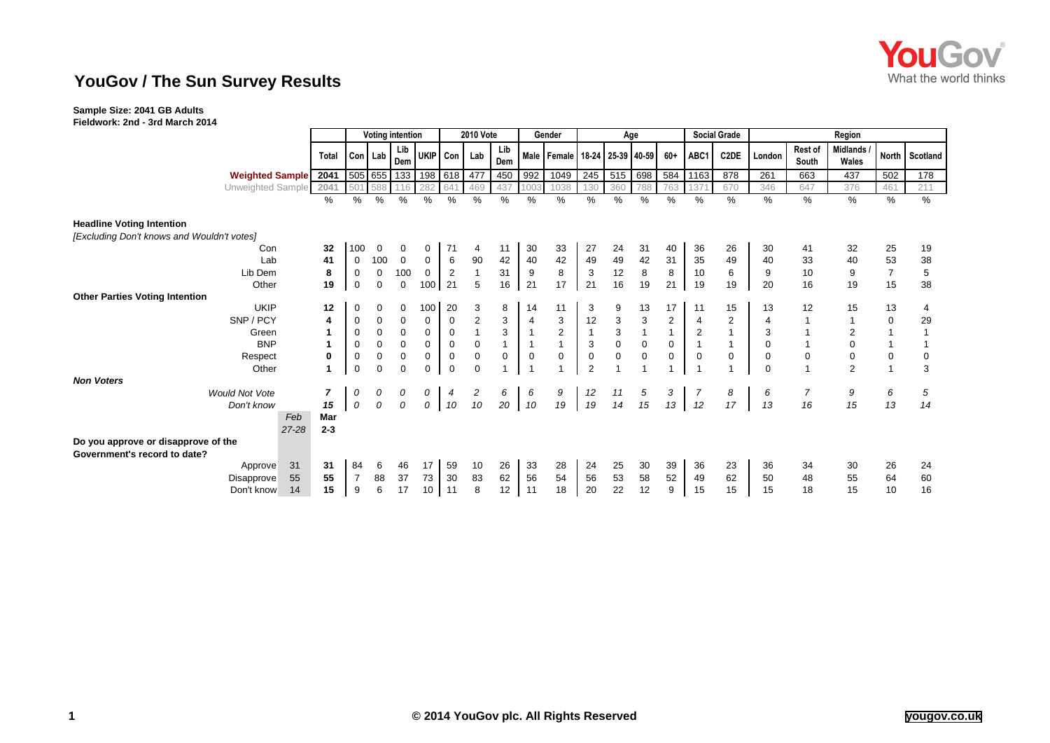# YouGov / The Sun Survey Results

**Sample Size: 2041 GB Adults**
**Fieldwork: 2nd - 3rd March 2014**

| | | Total | Voting intention | | | | 2010 Vote | | | Gender | | Age | | | | Social Grade | | Region | | | | |
|---|---|---|---|---|---|---|---|---|---|---|---|---|---|---|---|---|---|---|---|---|---|---|
| | | | Con | Lab | Lib Dem | UKIP | Con | Lab | Lib Dem | Male | Female | 18-24 | 25-39 | 40-59 | 60+ | ABC1 | C2DE | London | Rest of South | Midlands / Wales | North | Scotland |
| **Weighted Sample** | | 2041 | 505 | 655 | 133 | 198 | 618 | 477 | 450 | 992 | 1049 | 245 | 515 | 698 | 584 | 1163 | 878 | 261 | 663 | 437 | 502 | 178 |
| Unweighted Sample | | 2041 | 501 | 588 | 116 | 282 | 641 | 469 | 437 | 1003 | 1038 | 130 | 360 | 788 | 763 | 1371 | 670 | 346 | 647 | 376 | 461 | 211 |
| | | % | % | % | % | % | % | % | % | % | % | % | % | % | % | % | % | % | % | % | % | % |
| **Headline Voting Intention** | | | | | | | | | | | | | | | | | | | | | | |
| *[Excluding Don't knows and Wouldn't votes]* | | | | | | | | | | | | | | | | | | | | | | |
| Con | | **32** | 100 | 0 | 0 | 0 | 71 | 4 | 11 | 30 | 33 | 27 | 24 | 31 | 40 | 36 | 26 | 30 | 41 | 32 | 25 | 19 |
| Lab | | **41** | 0 | 100 | 0 | 0 | 6 | 90 | 42 | 40 | 42 | 49 | 49 | 42 | 31 | 35 | 49 | 40 | 33 | 40 | 53 | 38 |
| Lib Dem | | **8** | 0 | 0 | 100 | 0 | 2 | 1 | 31 | 9 | 8 | 3 | 12 | 8 | 8 | 10 | 6 | 9 | 10 | 9 | 7 | 5 |
| Other | | **19** | 0 | 0 | 0 | 100 | 21 | 5 | 16 | 21 | 17 | 21 | 16 | 19 | 21 | 19 | 19 | 20 | 16 | 19 | 15 | 38 |
| **Other Parties Voting Intention** | | | | | | | | | | | | | | | | | | | | | | |
| UKIP | | **12** | 0 | 0 | 0 | 100 | 20 | 3 | 8 | 14 | 11 | 3 | 9 | 13 | 17 | 11 | 15 | 13 | 12 | 15 | 13 | 4 |
| SNP / PCY | | **4** | 0 | 0 | 0 | 0 | 0 | 2 | 3 | 4 | 3 | 12 | 3 | 3 | 2 | 4 | 2 | 4 | 1 | 1 | 0 | 29 |
| Green | | **1** | 0 | 0 | 0 | 0 | 0 | 1 | 3 | 1 | 2 | 1 | 3 | 1 | 1 | 2 | 1 | 3 | 1 | 2 | 1 | 1 |
| BNP | | **1** | 0 | 0 | 0 | 0 | 0 | 0 | 1 | 1 | 1 | 3 | 0 | 0 | 0 | 1 | 1 | 0 | 1 | 0 | 1 | 1 |
| Respect | | **0** | 0 | 0 | 0 | 0 | 0 | 0 | 0 | 0 | 0 | 0 | 0 | 0 | 0 | 0 | 0 | 0 | 0 | 0 | 0 | 0 |
| Other | | **1** | 0 | 0 | 0 | 0 | 0 | 0 | 1 | 1 | 1 | 2 | 1 | 1 | 1 | 1 | 1 | 0 | 1 | 2 | 1 | 3 |
| ***Non Voters*** | | | | | | | | | | | | | | | | | | | | | | |
| *Would Not Vote* | | ***7*** | *0* | *0* | *0* | *0* | *4* | *2* | *6* | *6* | *9* | *12* | *11* | *5* | *3* | *7* | *8* | *6* | *7* | *9* | *6* | *5* |
| *Don't know* | | ***15*** | *0* | *0* | *0* | *0* | *10* | *10* | *20* | *10* | *19* | *19* | *14* | *15* | *13* | *12* | *17* | *13* | *16* | *15* | *13* | *14* |
| | Feb 27-28 | **Mar 2-3** | | | | | | | | | | | | | | | | | | | | |
| **Do you approve or disapprove of the Government's record to date?** | | | | | | | | | | | | | | | | | | | | | | |
| Approve | 31 | **31** | 84 | 6 | 46 | 17 | 59 | 10 | 26 | 33 | 28 | 24 | 25 | 30 | 39 | 36 | 23 | 36 | 34 | 30 | 26 | 24 |
| Disapprove | 55 | **55** | 7 | 88 | 37 | 73 | 30 | 83 | 62 | 56 | 54 | 56 | 53 | 58 | 52 | 49 | 62 | 50 | 48 | 55 | 64 | 60 |
| Don't know | 14 | **15** | 9 | 6 | 17 | 10 | 11 | 8 | 12 | 11 | 18 | 20 | 22 | 12 | 9 | 15 | 15 | 15 | 18 | 15 | 10 | 16 |

© 2014 YouGov plc. All Rights Reserved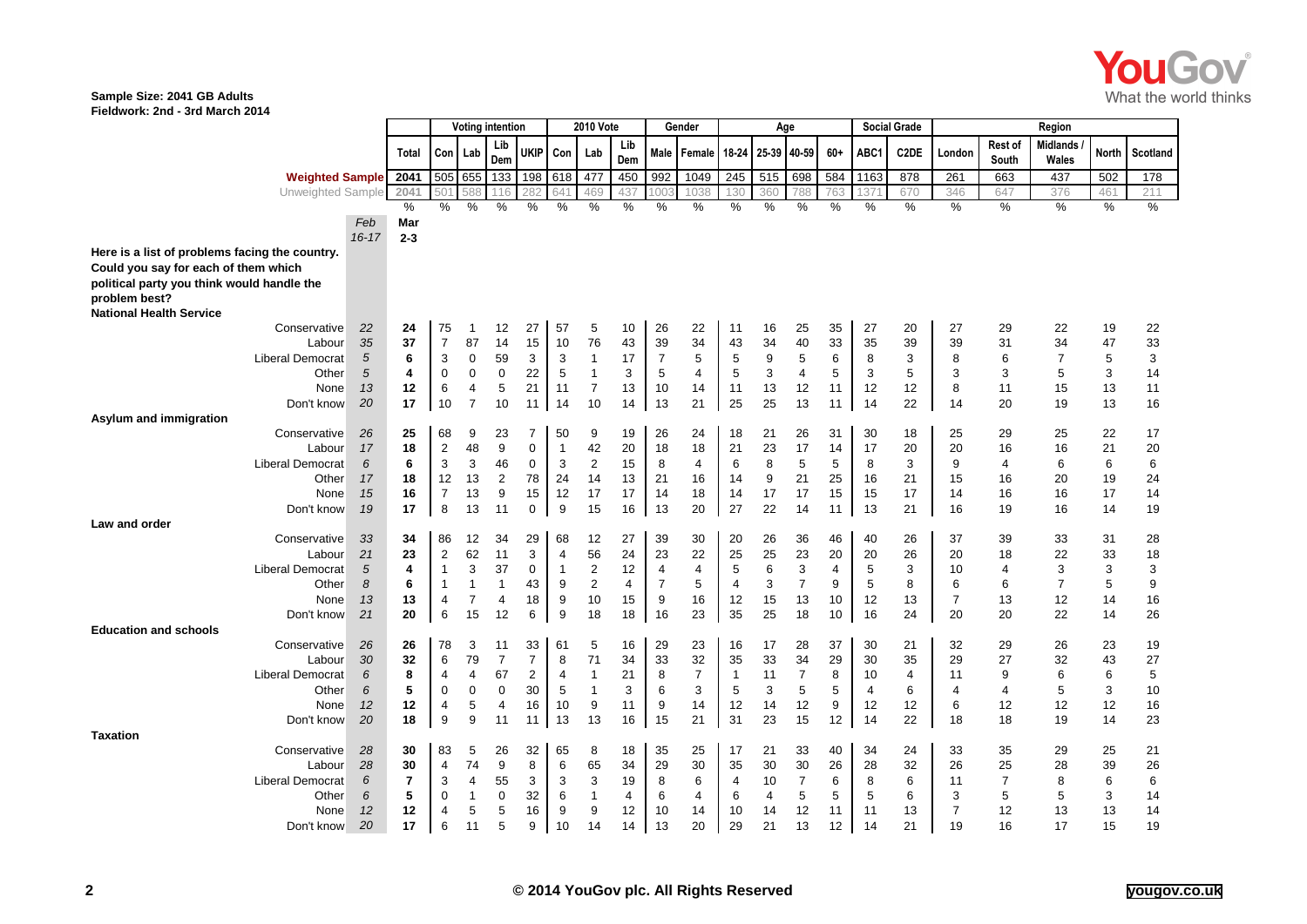**Sample Size: 2041 GB Adults**
**Fieldwork: 2nd - 3rd March 2014**

| | Feb 16-17 | Mar 2-3 Total | Voting intention Con | Lab | Lib Dem | UKIP | 2010 Vote Con | Lab | Lib Dem | Gender Male | Female | Age 18-24 | 25-39 | 40-59 | 60+ | Social Grade ABC1 | C2DE | Region London | Rest of South | Midlands / Wales | North | Scotland |
|---|---|---|---|---|---|---|---|---|---|---|---|---|---|---|---|---|---|---|---|---|---|---|
| **Weighted Sample** | | 2041 | 505 | 655 | 133 | 198 | 618 | 477 | 450 | 992 | 1049 | 245 | 515 | 698 | 584 | 1163 | 878 | 261 | 663 | 437 | 502 | 178 |
| Unweighted Sample | | 2041 | 501 | 588 | 116 | 282 | 641 | 469 | 437 | 1003 | 1038 | 130 | 360 | 788 | 763 | 1371 | 670 | 346 | 647 | 376 | 461 | 211 |
| | | % | % | % | % | % | % | % | % | % | % | % | % | % | % | % | % | % | % | % | % | % |
| **Here is a list of problems facing the country. Could you say for each of them which political party you think would handle the problem best?** | | | | | | | | | | | | | | | | | | | | | | |
| **National Health Service** | | | | | | | | | | | | | | | | | | | | | | |
| Conservative | 22 | 24 | 75 | 1 | 12 | 27 | 57 | 5 | 10 | 26 | 22 | 11 | 16 | 25 | 35 | 27 | 20 | 27 | 29 | 22 | 19 | 22 |
| Labour | 35 | 37 | 7 | 87 | 14 | 15 | 10 | 76 | 43 | 39 | 34 | 43 | 34 | 40 | 33 | 35 | 39 | 39 | 31 | 34 | 47 | 33 |
| Liberal Democrat | 5 | 6 | 3 | 0 | 59 | 3 | 3 | 1 | 17 | 7 | 5 | 5 | 9 | 5 | 6 | 8 | 3 | 8 | 6 | 7 | 5 | 3 |
| Other | 5 | 4 | 0 | 0 | 0 | 22 | 5 | 1 | 3 | 5 | 4 | 5 | 3 | 4 | 5 | 3 | 5 | 3 | 3 | 5 | 3 | 14 |
| None | 13 | 12 | 6 | 4 | 5 | 21 | 11 | 7 | 13 | 10 | 14 | 11 | 13 | 12 | 11 | 12 | 12 | 8 | 11 | 15 | 13 | 11 |
| Don't know | 20 | 17 | 10 | 7 | 10 | 11 | 14 | 10 | 14 | 13 | 21 | 25 | 25 | 13 | 11 | 14 | 22 | 14 | 20 | 19 | 13 | 16 |
| **Asylum and immigration** | | | | | | | | | | | | | | | | | | | | | | |
| Conservative | 26 | 25 | 68 | 9 | 23 | 7 | 50 | 9 | 19 | 26 | 24 | 18 | 21 | 26 | 31 | 30 | 18 | 25 | 29 | 25 | 22 | 17 |
| Labour | 17 | 18 | 2 | 48 | 9 | 0 | 1 | 42 | 20 | 18 | 18 | 21 | 23 | 17 | 14 | 17 | 20 | 20 | 16 | 16 | 21 | 20 |
| Liberal Democrat | 6 | 6 | 3 | 3 | 46 | 0 | 3 | 2 | 15 | 8 | 4 | 6 | 8 | 5 | 5 | 8 | 3 | 9 | 4 | 6 | 6 | 6 |
| Other | 17 | 18 | 12 | 13 | 2 | 78 | 24 | 14 | 13 | 21 | 16 | 14 | 9 | 21 | 25 | 16 | 21 | 15 | 16 | 20 | 19 | 24 |
| None | 15 | 16 | 7 | 13 | 9 | 15 | 12 | 17 | 17 | 14 | 18 | 14 | 17 | 17 | 15 | 15 | 17 | 14 | 16 | 16 | 17 | 14 |
| Don't know | 19 | 17 | 8 | 13 | 11 | 0 | 9 | 15 | 16 | 13 | 20 | 27 | 22 | 14 | 11 | 13 | 21 | 16 | 19 | 16 | 14 | 19 |
| **Law and order** | | | | | | | | | | | | | | | | | | | | | | |
| Conservative | 33 | 34 | 86 | 12 | 34 | 29 | 68 | 12 | 27 | 39 | 30 | 20 | 26 | 36 | 46 | 40 | 26 | 37 | 39 | 33 | 31 | 28 |
| Labour | 21 | 23 | 2 | 62 | 11 | 3 | 4 | 56 | 24 | 23 | 22 | 25 | 25 | 23 | 20 | 20 | 26 | 20 | 18 | 22 | 33 | 18 |
| Liberal Democrat | 5 | 4 | 1 | 3 | 37 | 0 | 1 | 2 | 12 | 4 | 4 | 5 | 6 | 3 | 4 | 5 | 3 | 10 | 4 | 3 | 3 | 3 |
| Other | 8 | 6 | 1 | 1 | 1 | 43 | 9 | 2 | 4 | 7 | 5 | 4 | 3 | 7 | 9 | 5 | 8 | 6 | 6 | 7 | 5 | 9 |
| None | 13 | 13 | 4 | 7 | 4 | 18 | 9 | 10 | 15 | 9 | 16 | 12 | 15 | 13 | 10 | 12 | 13 | 7 | 13 | 12 | 14 | 16 |
| Don't know | 21 | 20 | 6 | 15 | 12 | 6 | 9 | 18 | 18 | 16 | 23 | 35 | 25 | 18 | 10 | 16 | 24 | 20 | 20 | 22 | 14 | 26 |
| **Education and schools** | | | | | | | | | | | | | | | | | | | | | | |
| Conservative | 26 | 26 | 78 | 3 | 11 | 33 | 61 | 5 | 16 | 29 | 23 | 16 | 17 | 28 | 37 | 30 | 21 | 32 | 29 | 26 | 23 | 19 |
| Labour | 30 | 32 | 6 | 79 | 7 | 7 | 8 | 71 | 34 | 33 | 32 | 35 | 33 | 34 | 29 | 30 | 35 | 29 | 27 | 32 | 43 | 27 |
| Liberal Democrat | 6 | 8 | 4 | 4 | 67 | 2 | 4 | 1 | 21 | 8 | 7 | 1 | 11 | 7 | 8 | 10 | 4 | 11 | 9 | 6 | 6 | 5 |
| Other | 6 | 5 | 0 | 0 | 0 | 30 | 5 | 1 | 3 | 6 | 3 | 5 | 3 | 5 | 5 | 4 | 6 | 4 | 4 | 5 | 3 | 10 |
| None | 12 | 12 | 4 | 5 | 4 | 16 | 10 | 9 | 11 | 9 | 14 | 12 | 14 | 12 | 9 | 12 | 12 | 6 | 12 | 12 | 12 | 16 |
| Don't know | 20 | 18 | 9 | 9 | 11 | 11 | 13 | 13 | 16 | 15 | 21 | 31 | 23 | 15 | 12 | 14 | 22 | 18 | 18 | 19 | 14 | 23 |
| **Taxation** | | | | | | | | | | | | | | | | | | | | | | |
| Conservative | 28 | 30 | 83 | 5 | 26 | 32 | 65 | 8 | 18 | 35 | 25 | 17 | 21 | 33 | 40 | 34 | 24 | 33 | 35 | 29 | 25 | 21 |
| Labour | 28 | 30 | 4 | 74 | 9 | 8 | 6 | 65 | 34 | 29 | 30 | 35 | 30 | 30 | 26 | 28 | 32 | 26 | 25 | 28 | 39 | 26 |
| Liberal Democrat | 6 | 7 | 3 | 4 | 55 | 3 | 3 | 3 | 19 | 8 | 6 | 4 | 10 | 7 | 6 | 8 | 6 | 11 | 7 | 8 | 6 | 6 |
| Other | 6 | 5 | 0 | 1 | 0 | 32 | 6 | 1 | 4 | 6 | 4 | 6 | 4 | 5 | 5 | 5 | 6 | 3 | 5 | 5 | 3 | 14 |
| None | 12 | 12 | 4 | 5 | 5 | 16 | 9 | 9 | 12 | 10 | 14 | 10 | 14 | 12 | 11 | 11 | 13 | 7 | 12 | 13 | 13 | 14 |
| Don't know | 20 | 17 | 6 | 11 | 5 | 9 | 10 | 14 | 14 | 13 | 20 | 29 | 21 | 13 | 12 | 14 | 21 | 19 | 16 | 17 | 15 | 19 |

© 2014 YouGov plc. All Rights Reserved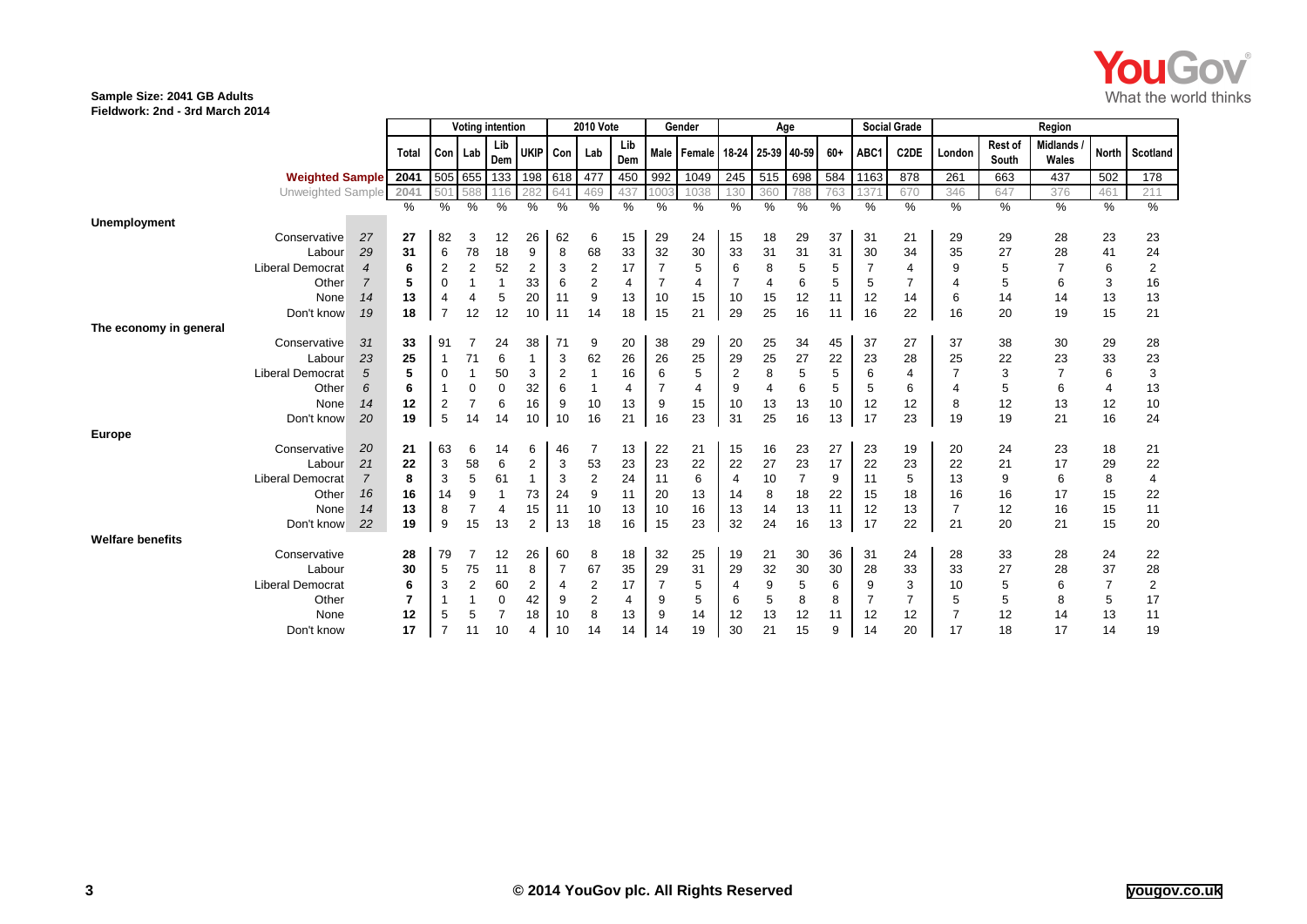**Sample Size: 2041 GB Adults**
**Fieldwork: 2nd - 3rd March 2014**

| | | Total | Voting intention | | | | 2010 Vote | | | Gender | | Age | | | | Social Grade | | Region | | | | |
|---|---|---|---|---|---|---|---|---|---|---|---|---|---|---|---|---|---|---|---|---|---|---|
| | | | Con | Lab | Lib Dem | UKIP | Con | Lab | Lib Dem | Male | Female | 18-24 | 25-39 | 40-59 | 60+ | ABC1 | C2DE | London | Rest of South | Midlands / Wales | North | Scotland |
| **Weighted Sample** | | 2041 | 505 | 655 | 133 | 198 | 618 | 477 | 450 | 992 | 1049 | 245 | 515 | 698 | 584 | 1163 | 878 | 261 | 663 | 437 | 502 | 178 |
| Unweighted Sample | | 2041 | 501 | 588 | 116 | 282 | 641 | 469 | 437 | 1003 | 1038 | 130 | 360 | 788 | 763 | 1371 | 670 | 346 | 647 | 376 | 461 | 211 |
| | | % | % | % | % | % | % | % | % | % | % | % | % | % | % | % | % | % | % | % | % | % |
| **Unemployment** | | | | | | | | | | | | | | | | | | | | | | |
| Conservative | 27 | 27 | 82 | 3 | 12 | 26 | 62 | 6 | 15 | 29 | 24 | 15 | 18 | 29 | 37 | 31 | 21 | 29 | 29 | 28 | 23 | 23 |
| Labour | 29 | 31 | 6 | 78 | 18 | 9 | 8 | 68 | 33 | 32 | 30 | 33 | 31 | 31 | 31 | 30 | 34 | 35 | 27 | 28 | 41 | 24 |
| Liberal Democrat | 4 | 6 | 2 | 2 | 52 | 2 | 3 | 2 | 17 | 7 | 5 | 6 | 8 | 5 | 5 | 7 | 4 | 9 | 5 | 7 | 6 | 2 |
| Other | 7 | 5 | 0 | 1 | 1 | 33 | 6 | 2 | 4 | 7 | 4 | 7 | 4 | 6 | 5 | 5 | 7 | 4 | 5 | 6 | 3 | 16 |
| None | 14 | 13 | 4 | 4 | 5 | 20 | 11 | 9 | 13 | 10 | 15 | 10 | 15 | 12 | 11 | 12 | 14 | 6 | 14 | 14 | 13 | 13 |
| Don't know | 19 | 18 | 7 | 12 | 12 | 10 | 11 | 14 | 18 | 15 | 21 | 29 | 25 | 16 | 11 | 16 | 22 | 16 | 20 | 19 | 15 | 21 |
| **The economy in general** | | | | | | | | | | | | | | | | | | | | | | |
| Conservative | 31 | 33 | 91 | 7 | 24 | 38 | 71 | 9 | 20 | 38 | 29 | 20 | 25 | 34 | 45 | 37 | 27 | 37 | 38 | 30 | 29 | 28 |
| Labour | 23 | 25 | 1 | 71 | 6 | 1 | 3 | 62 | 26 | 26 | 25 | 29 | 25 | 27 | 22 | 23 | 28 | 25 | 22 | 23 | 33 | 23 |
| Liberal Democrat | 5 | 5 | 0 | 1 | 50 | 3 | 2 | 1 | 16 | 6 | 5 | 2 | 8 | 5 | 5 | 6 | 4 | 7 | 3 | 7 | 6 | 3 |
| Other | 6 | 6 | 1 | 0 | 0 | 32 | 6 | 1 | 4 | 7 | 4 | 9 | 4 | 6 | 5 | 5 | 6 | 4 | 5 | 6 | 4 | 13 |
| None | 14 | 12 | 2 | 7 | 6 | 16 | 9 | 10 | 13 | 9 | 15 | 10 | 13 | 13 | 10 | 12 | 12 | 8 | 12 | 13 | 12 | 10 |
| Don't know | 20 | 19 | 5 | 14 | 14 | 10 | 10 | 16 | 21 | 16 | 23 | 31 | 25 | 16 | 13 | 17 | 23 | 19 | 19 | 21 | 16 | 24 |
| **Europe** | | | | | | | | | | | | | | | | | | | | | | |
| Conservative | 20 | 21 | 63 | 6 | 14 | 6 | 46 | 7 | 13 | 22 | 21 | 15 | 16 | 23 | 27 | 23 | 19 | 20 | 24 | 23 | 18 | 21 |
| Labour | 21 | 22 | 3 | 58 | 6 | 2 | 3 | 53 | 23 | 23 | 22 | 22 | 27 | 23 | 17 | 22 | 23 | 22 | 21 | 17 | 29 | 22 |
| Liberal Democrat | 7 | 8 | 3 | 5 | 61 | 1 | 3 | 2 | 24 | 11 | 6 | 4 | 10 | 7 | 9 | 11 | 5 | 13 | 9 | 6 | 8 | 4 |
| Other | 16 | 16 | 14 | 9 | 1 | 73 | 24 | 9 | 11 | 20 | 13 | 14 | 8 | 18 | 22 | 15 | 18 | 16 | 16 | 17 | 15 | 22 |
| None | 14 | 13 | 8 | 7 | 4 | 15 | 11 | 10 | 13 | 10 | 16 | 13 | 14 | 13 | 11 | 12 | 13 | 7 | 12 | 16 | 15 | 11 |
| Don't know | 22 | 19 | 9 | 15 | 13 | 2 | 13 | 18 | 16 | 15 | 23 | 32 | 24 | 16 | 13 | 17 | 22 | 21 | 20 | 21 | 15 | 20 |
| **Welfare benefits** | | | | | | | | | | | | | | | | | | | | | | |
| Conservative | | 28 | 79 | 7 | 12 | 26 | 60 | 8 | 18 | 32 | 25 | 19 | 21 | 30 | 36 | 31 | 24 | 28 | 33 | 28 | 24 | 22 |
| Labour | | 30 | 5 | 75 | 11 | 8 | 7 | 67 | 35 | 29 | 31 | 29 | 32 | 30 | 30 | 28 | 33 | 33 | 27 | 28 | 37 | 28 |
| Liberal Democrat | | 6 | 3 | 2 | 60 | 2 | 4 | 2 | 17 | 7 | 5 | 4 | 9 | 5 | 6 | 9 | 3 | 10 | 5 | 6 | 7 | 2 |
| Other | | 7 | 1 | 1 | 0 | 42 | 9 | 2 | 4 | 9 | 5 | 6 | 5 | 8 | 8 | 7 | 7 | 5 | 5 | 8 | 5 | 17 |
| None | | 12 | 5 | 5 | 7 | 18 | 10 | 8 | 13 | 9 | 14 | 12 | 13 | 12 | 11 | 12 | 12 | 7 | 12 | 14 | 13 | 11 |
| Don't know | | 17 | 7 | 11 | 10 | 4 | 10 | 14 | 14 | 14 | 19 | 30 | 21 | 15 | 9 | 14 | 20 | 17 | 18 | 17 | 14 | 19 |

© 2014 YouGov plc. All Rights Reserved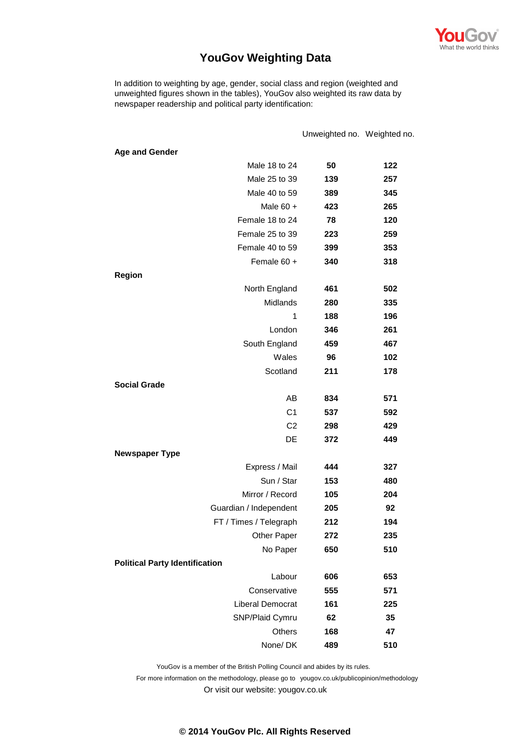# YouGov Weighting Data

In addition to weighting by age, gender, social class and region (weighted and unweighted figures shown in the tables), YouGov also weighted its raw data by newspaper readership and political party identification:

| | Unweighted no. | Weighted no. |
|---|---|---|
| **Age and Gender** | | |
| Male 18 to 24 | **50** | **122** |
| Male 25 to 39 | **139** | **257** |
| Male 40 to 59 | **389** | **345** |
| Male 60 + | **423** | **265** |
| Female 18 to 24 | **78** | **120** |
| Female 25 to 39 | **223** | **259** |
| Female 40 to 59 | **399** | **353** |
| Female 60 + | **340** | **318** |
| **Region** | | |
| North England | **461** | **502** |
| Midlands | **280** | **335** |
| 1 | **188** | **196** |
| London | **346** | **261** |
| South England | **459** | **467** |
| Wales | **96** | **102** |
| Scotland | **211** | **178** |
| **Social Grade** | | |
| AB | **834** | **571** |
| C1 | **537** | **592** |
| C2 | **298** | **429** |
| DE | **372** | **449** |
| **Newspaper Type** | | |
| Express / Mail | **444** | **327** |
| Sun / Star | **153** | **480** |
| Mirror / Record | **105** | **204** |
| Guardian / Independent | **205** | **92** |
| FT / Times / Telegraph | **212** | **194** |
| Other Paper | **272** | **235** |
| No Paper | **650** | **510** |
| **Political Party Identification** | | |
| Labour | **606** | **653** |
| Conservative | **555** | **571** |
| Liberal Democrat | **161** | **225** |
| SNP/Plaid Cymru | **62** | **35** |
| Others | **168** | **47** |
| None/ DK | **489** | **510** |

YouGov is a member of the British Polling Council and abides by its rules.

For more information on the methodology, please go to yougov.co.uk/publicopinion/methodology

Or visit our website: yougov.co.uk

**© 2014 YouGov Plc. All Rights Reserved**